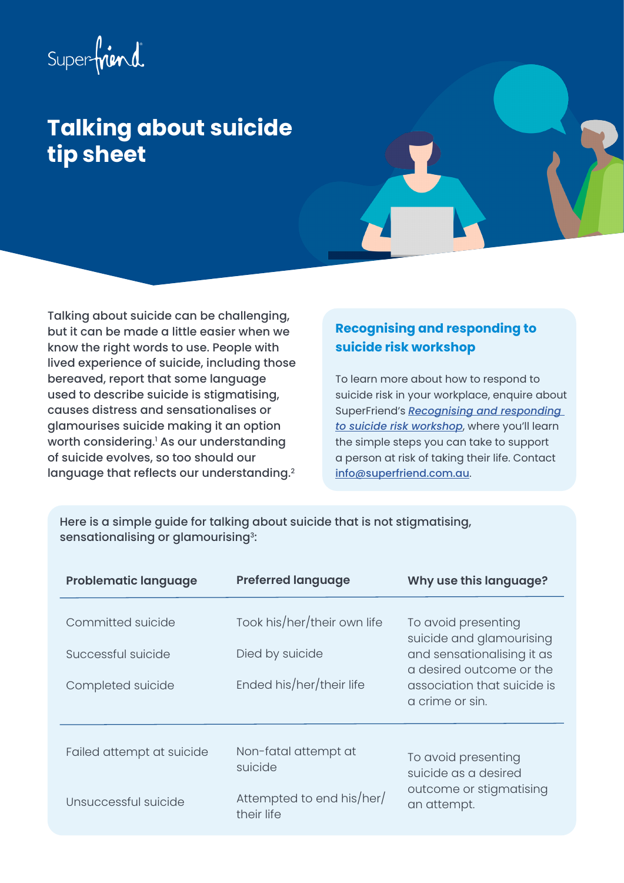Superfriend

# Talking about suicide tip sheet

Talking about suicide can be challenging, but it can be made a little easier when we know the right words to use. People with lived experience of suicide, including those bereaved, report that some language used to describe suicide is stigmatising, causes distress and sensationalises or glamourises suicide making it an option worth considering.[1] As our understanding of suicide evolves, so too should our language that reflects our understanding.[2]

## Recognising and responding to suicide risk workshop

To learn more about how to respond to suicide risk in your workplace, enquire about SuperFriend's *Recognising and responding to suicide risk workshop*, where you'll learn the simple steps you can take to support a person at risk of taking their life. Contact info@superfriend.com.au.

Here is a simple guide for talking about suicide that is not stigmatising, sensationalising or glamourising[3]:

| Problematic language | Preferred language | Why use this language? |
|---|---|---|
| Committed suicide | Took his/her/their own life | To avoid presenting suicide and glamourising and sensationalising it as a desired outcome or the association that suicide is a crime or sin. |
| Successful suicide | Died by suicide | |
| Completed suicide | Ended his/her/their life | |
| Failed attempt at suicide | Non-fatal attempt at suicide | To avoid presenting suicide as a desired outcome or stigmatising an attempt. |
| Unsuccessful suicide | Attempted to end his/her/their life | |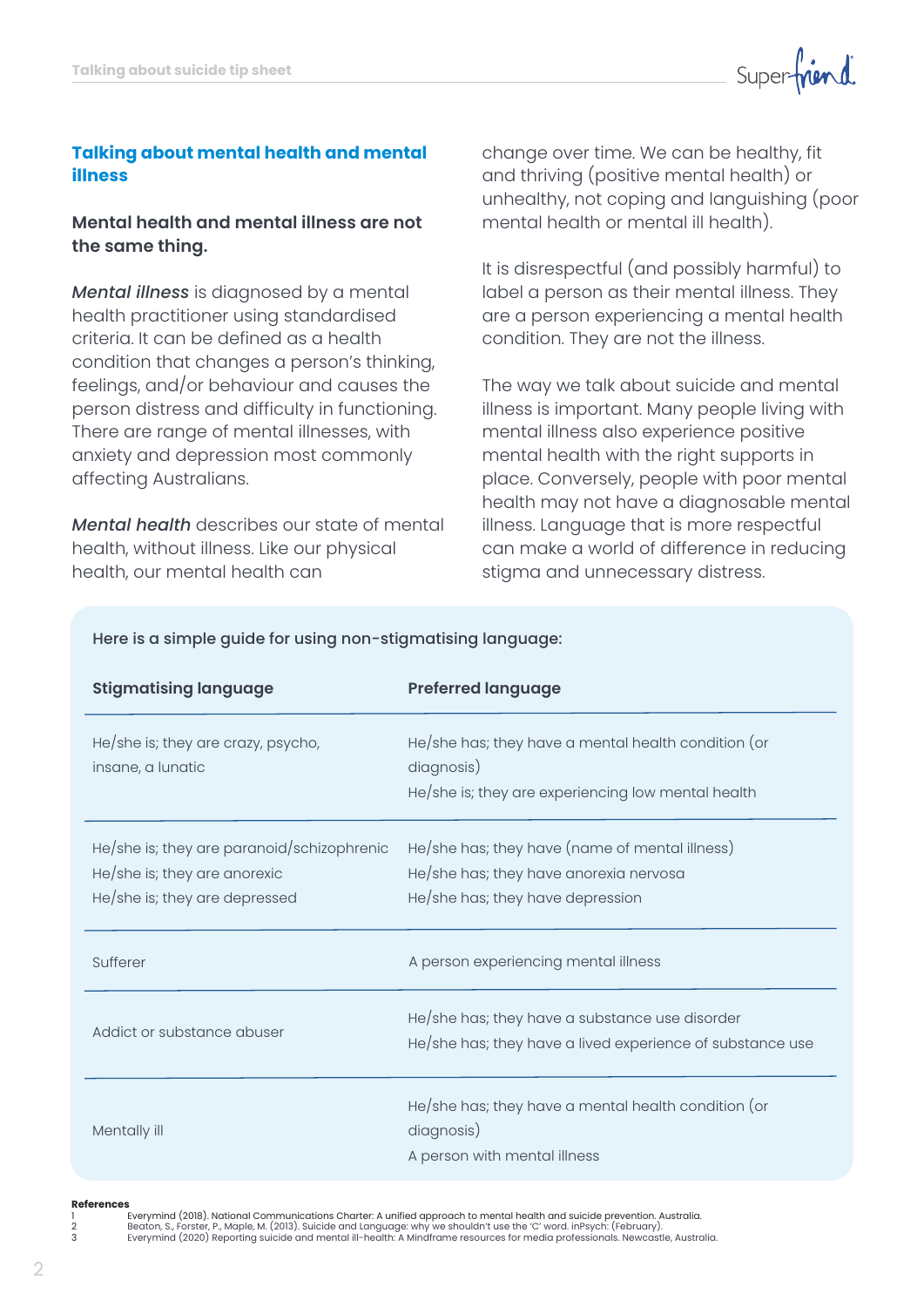## Talking about mental health and mental illness

**Mental health and mental illness are not the same thing.**

*Mental illness* is diagnosed by a mental health practitioner using standardised criteria. It can be defined as a health condition that changes a person's thinking, feelings, and/or behaviour and causes the person distress and difficulty in functioning. There are range of mental illnesses, with anxiety and depression most commonly affecting Australians.

*Mental health* describes our state of mental health, without illness. Like our physical health, our mental health can change over time. We can be healthy, fit and thriving (positive mental health) or unhealthy, not coping and languishing (poor mental health or mental ill health).

It is disrespectful (and possibly harmful) to label a person as their mental illness. They are a person experiencing a mental health condition. They are not the illness.

The way we talk about suicide and mental illness is important. Many people living with mental illness also experience positive mental health with the right supports in place. Conversely, people with poor mental health may not have a diagnosable mental illness. Language that is more respectful can make a world of difference in reducing stigma and unnecessary distress.

Here is a simple guide for using non-stigmatising language:

| Stigmatising language | Preferred language |
| --- | --- |
| He/she is; they are crazy, psycho, insane, a lunatic | He/she has; they have a mental health condition (or diagnosis)<br>He/she is; they are experiencing low mental health |
| He/she is; they are paranoid/schizophrenic<br>He/she is; they are anorexic<br>He/she is; they are depressed | He/she has; they have (name of mental illness)<br>He/she has; they have anorexia nervosa<br>He/she has; they have depression |
| Sufferer | A person experiencing mental illness |
| Addict or substance abuser | He/she has; they have a substance use disorder<br>He/she has; they have a lived experience of substance use |
| Mentally ill | He/she has; they have a mental health condition (or diagnosis)<br>A person with mental illness |

**References**

1. Everymind (2018). National Communications Charter: A unified approach to mental health and suicide prevention. Australia.
2. Beaton, S., Forster, P., Maple, M. (2013). Suicide and Language: why we shouldn't use the 'C' word. inPsych: (February).
3. Everymind (2020) Reporting suicide and mental ill-health: A Mindframe resources for media professionals. Newcastle, Australia.